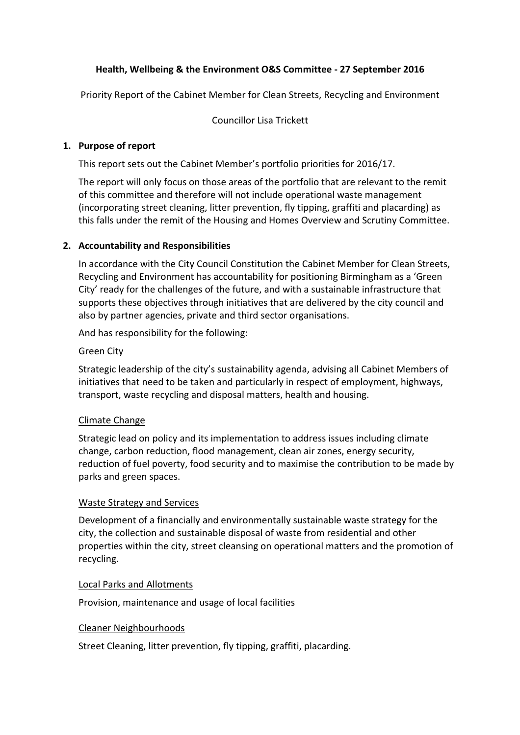**Health, Wellbeing & the Environment O&S Committee - 27 September 2016**

Priority Report of the Cabinet Member for Clean Streets, Recycling and Environment

Councillor Lisa Trickett

## 1. Purpose of report

This report sets out the Cabinet Member's portfolio priorities for 2016/17.

The report will only focus on those areas of the portfolio that are relevant to the remit of this committee and therefore will not include operational waste management (incorporating street cleaning, litter prevention, fly tipping, graffiti and placarding) as this falls under the remit of the Housing and Homes Overview and Scrutiny Committee.

## 2. Accountability and Responsibilities

In accordance with the City Council Constitution the Cabinet Member for Clean Streets, Recycling and Environment has accountability for positioning Birmingham as a 'Green City' ready for the challenges of the future, and with a sustainable infrastructure that supports these objectives through initiatives that are delivered by the city council and also by partner agencies, private and third sector organisations.

And has responsibility for the following:

<u>Green City</u>

Strategic leadership of the city's sustainability agenda, advising all Cabinet Members of initiatives that need to be taken and particularly in respect of employment, highways, transport, waste recycling and disposal matters, health and housing.

<u>Climate Change</u>

Strategic lead on policy and its implementation to address issues including climate change, carbon reduction, flood management, clean air zones, energy security, reduction of fuel poverty, food security and to maximise the contribution to be made by parks and green spaces.

<u>Waste Strategy and Services</u>

Development of a financially and environmentally sustainable waste strategy for the city, the collection and sustainable disposal of waste from residential and other properties within the city, street cleansing on operational matters and the promotion of recycling.

<u>Local Parks and Allotments</u>

Provision, maintenance and usage of local facilities

<u>Cleaner Neighbourhoods</u>

Street Cleaning, litter prevention, fly tipping, graffiti, placarding.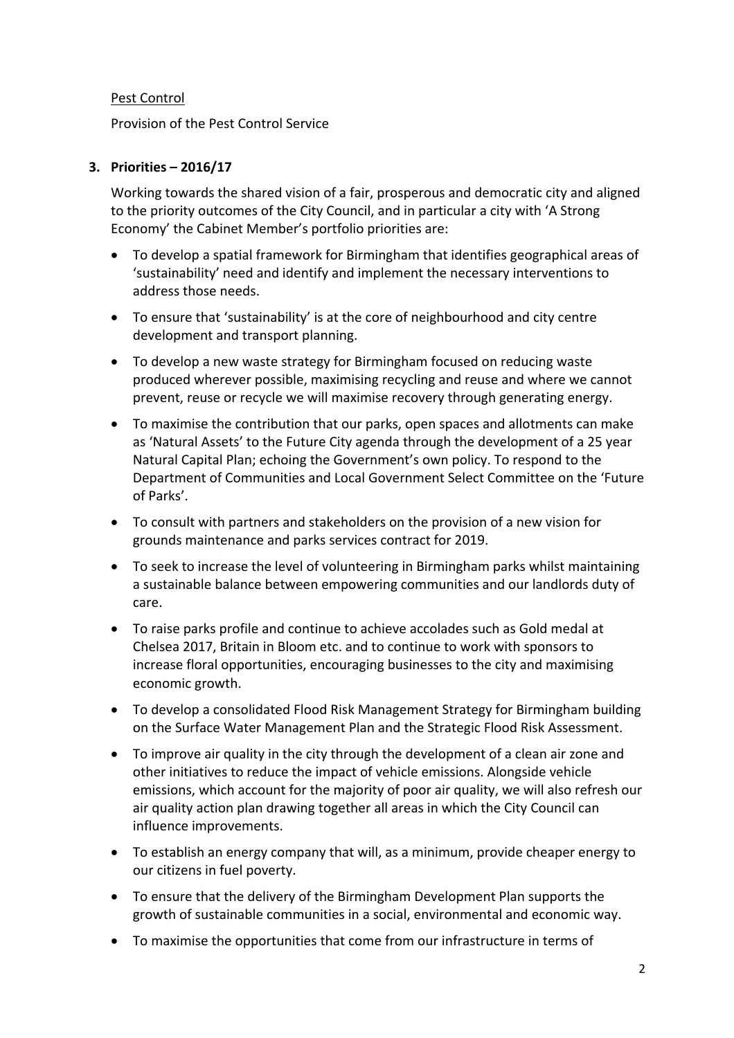Pest Control

Provision of the Pest Control Service

## 3. Priorities – 2016/17

Working towards the shared vision of a fair, prosperous and democratic city and aligned to the priority outcomes of the City Council, and in particular a city with 'A Strong Economy' the Cabinet Member's portfolio priorities are:

- To develop a spatial framework for Birmingham that identifies geographical areas of 'sustainability' need and identify and implement the necessary interventions to address those needs.
- To ensure that 'sustainability' is at the core of neighbourhood and city centre development and transport planning.
- To develop a new waste strategy for Birmingham focused on reducing waste produced wherever possible, maximising recycling and reuse and where we cannot prevent, reuse or recycle we will maximise recovery through generating energy.
- To maximise the contribution that our parks, open spaces and allotments can make as 'Natural Assets' to the Future City agenda through the development of a 25 year Natural Capital Plan; echoing the Government's own policy. To respond to the Department of Communities and Local Government Select Committee on the 'Future of Parks'.
- To consult with partners and stakeholders on the provision of a new vision for grounds maintenance and parks services contract for 2019.
- To seek to increase the level of volunteering in Birmingham parks whilst maintaining a sustainable balance between empowering communities and our landlords duty of care.
- To raise parks profile and continue to achieve accolades such as Gold medal at Chelsea 2017, Britain in Bloom etc. and to continue to work with sponsors to increase floral opportunities, encouraging businesses to the city and maximising economic growth.
- To develop a consolidated Flood Risk Management Strategy for Birmingham building on the Surface Water Management Plan and the Strategic Flood Risk Assessment.
- To improve air quality in the city through the development of a clean air zone and other initiatives to reduce the impact of vehicle emissions. Alongside vehicle emissions, which account for the majority of poor air quality, we will also refresh our air quality action plan drawing together all areas in which the City Council can influence improvements.
- To establish an energy company that will, as a minimum, provide cheaper energy to our citizens in fuel poverty.
- To ensure that the delivery of the Birmingham Development Plan supports the growth of sustainable communities in a social, environmental and economic way.
- To maximise the opportunities that come from our infrastructure in terms of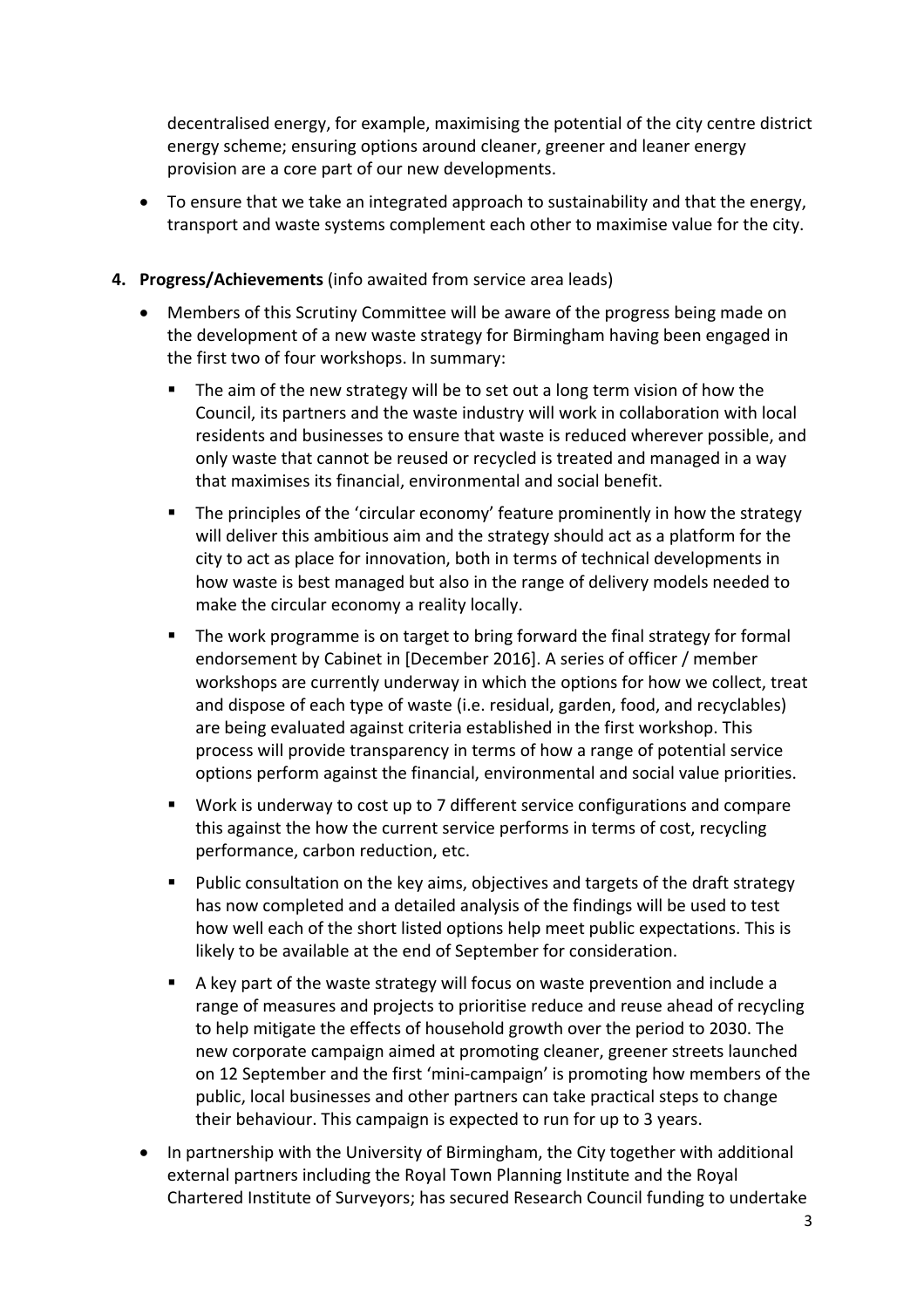decentralised energy, for example, maximising the potential of the city centre district energy scheme; ensuring options around cleaner, greener and leaner energy provision are a core part of our new developments.

- To ensure that we take an integrated approach to sustainability and that the energy, transport and waste systems complement each other to maximise value for the city.

4. **Progress/Achievements** (info awaited from service area leads)

- Members of this Scrutiny Committee will be aware of the progress being made on the development of a new waste strategy for Birmingham having been engaged in the first two of four workshops. In summary:
  - The aim of the new strategy will be to set out a long term vision of how the Council, its partners and the waste industry will work in collaboration with local residents and businesses to ensure that waste is reduced wherever possible, and only waste that cannot be reused or recycled is treated and managed in a way that maximises its financial, environmental and social benefit.
  - The principles of the 'circular economy' feature prominently in how the strategy will deliver this ambitious aim and the strategy should act as a platform for the city to act as place for innovation, both in terms of technical developments in how waste is best managed but also in the range of delivery models needed to make the circular economy a reality locally.
  - The work programme is on target to bring forward the final strategy for formal endorsement by Cabinet in [December 2016]. A series of officer / member workshops are currently underway in which the options for how we collect, treat and dispose of each type of waste (i.e. residual, garden, food, and recyclables) are being evaluated against criteria established in the first workshop. This process will provide transparency in terms of how a range of potential service options perform against the financial, environmental and social value priorities.
  - Work is underway to cost up to 7 different service configurations and compare this against the how the current service performs in terms of cost, recycling performance, carbon reduction, etc.
  - Public consultation on the key aims, objectives and targets of the draft strategy has now completed and a detailed analysis of the findings will be used to test how well each of the short listed options help meet public expectations. This is likely to be available at the end of September for consideration.
  - A key part of the waste strategy will focus on waste prevention and include a range of measures and projects to prioritise reduce and reuse ahead of recycling to help mitigate the effects of household growth over the period to 2030. The new corporate campaign aimed at promoting cleaner, greener streets launched on 12 September and the first 'mini-campaign' is promoting how members of the public, local businesses and other partners can take practical steps to change their behaviour. This campaign is expected to run for up to 3 years.
- In partnership with the University of Birmingham, the City together with additional external partners including the Royal Town Planning Institute and the Royal Chartered Institute of Surveyors; has secured Research Council funding to undertake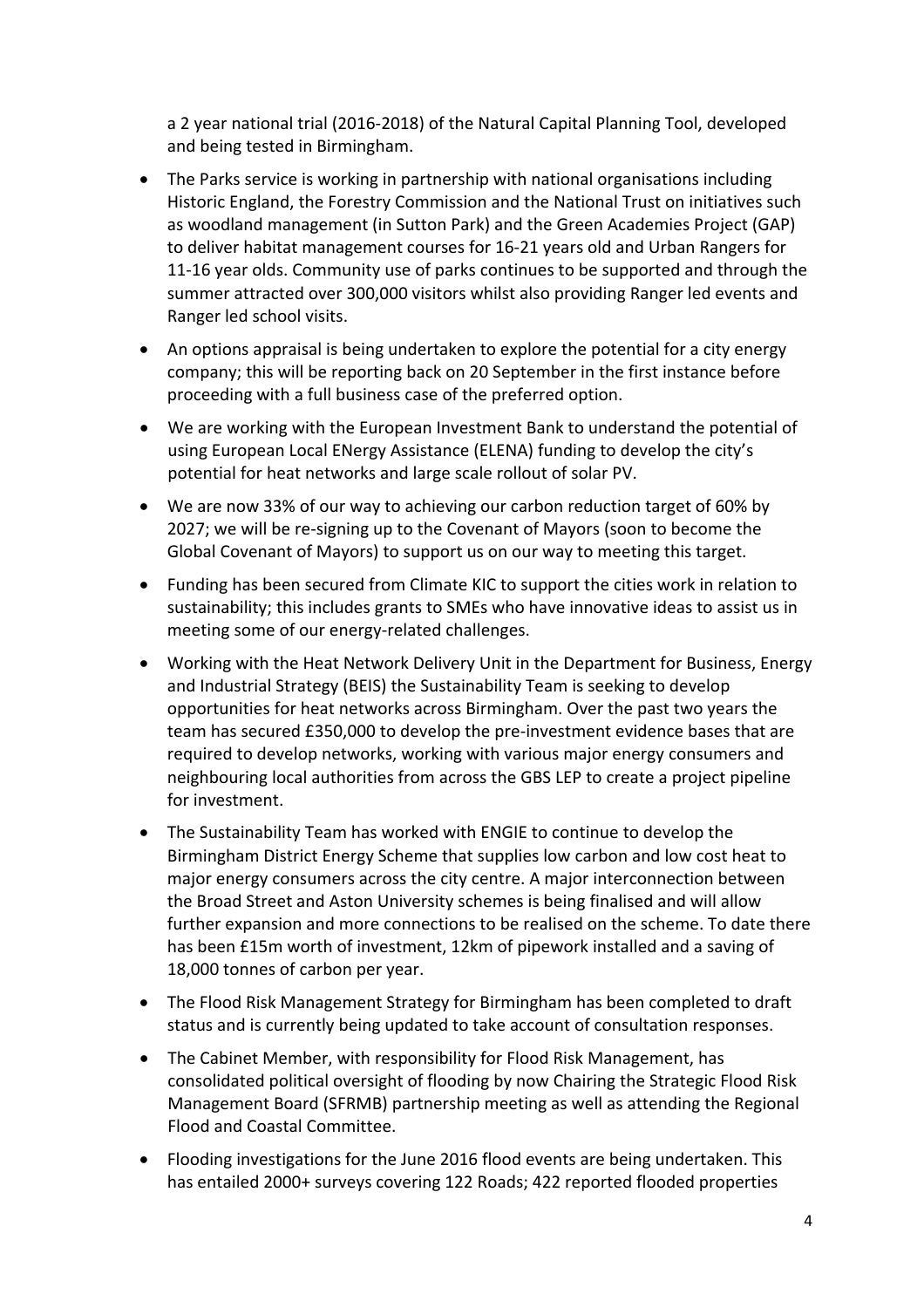a 2 year national trial (2016-2018) of the Natural Capital Planning Tool, developed and being tested in Birmingham.

- The Parks service is working in partnership with national organisations including Historic England, the Forestry Commission and the National Trust on initiatives such as woodland management (in Sutton Park) and the Green Academies Project (GAP) to deliver habitat management courses for 16-21 years old and Urban Rangers for 11-16 year olds. Community use of parks continues to be supported and through the summer attracted over 300,000 visitors whilst also providing Ranger led events and Ranger led school visits.
- An options appraisal is being undertaken to explore the potential for a city energy company; this will be reporting back on 20 September in the first instance before proceeding with a full business case of the preferred option.
- We are working with the European Investment Bank to understand the potential of using European Local ENergy Assistance (ELENA) funding to develop the city's potential for heat networks and large scale rollout of solar PV.
- We are now 33% of our way to achieving our carbon reduction target of 60% by 2027; we will be re-signing up to the Covenant of Mayors (soon to become the Global Covenant of Mayors) to support us on our way to meeting this target.
- Funding has been secured from Climate KIC to support the cities work in relation to sustainability; this includes grants to SMEs who have innovative ideas to assist us in meeting some of our energy-related challenges.
- Working with the Heat Network Delivery Unit in the Department for Business, Energy and Industrial Strategy (BEIS) the Sustainability Team is seeking to develop opportunities for heat networks across Birmingham. Over the past two years the team has secured £350,000 to develop the pre-investment evidence bases that are required to develop networks, working with various major energy consumers and neighbouring local authorities from across the GBS LEP to create a project pipeline for investment.
- The Sustainability Team has worked with ENGIE to continue to develop the Birmingham District Energy Scheme that supplies low carbon and low cost heat to major energy consumers across the city centre. A major interconnection between the Broad Street and Aston University schemes is being finalised and will allow further expansion and more connections to be realised on the scheme. To date there has been £15m worth of investment, 12km of pipework installed and a saving of 18,000 tonnes of carbon per year.
- The Flood Risk Management Strategy for Birmingham has been completed to draft status and is currently being updated to take account of consultation responses.
- The Cabinet Member, with responsibility for Flood Risk Management, has consolidated political oversight of flooding by now Chairing the Strategic Flood Risk Management Board (SFRMB) partnership meeting as well as attending the Regional Flood and Coastal Committee.
- Flooding investigations for the June 2016 flood events are being undertaken. This has entailed 2000+ surveys covering 122 Roads; 422 reported flooded properties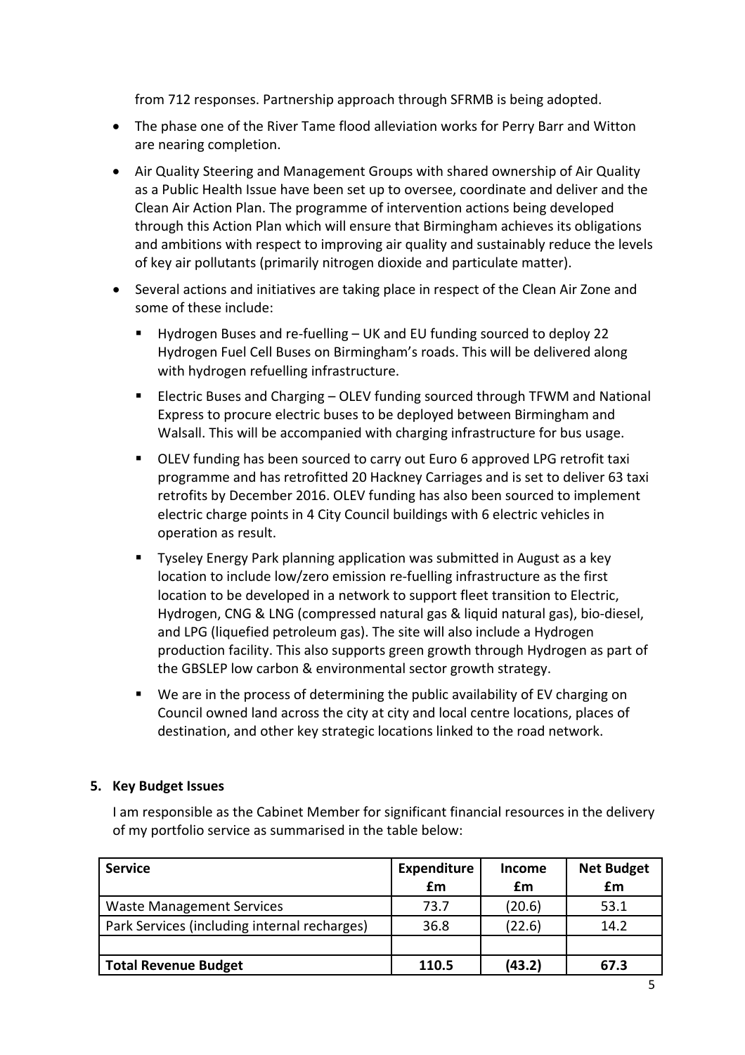from 712 responses. Partnership approach through SFRMB is being adopted.

- The phase one of the River Tame flood alleviation works for Perry Barr and Witton are nearing completion.
- Air Quality Steering and Management Groups with shared ownership of Air Quality as a Public Health Issue have been set up to oversee, coordinate and deliver and the Clean Air Action Plan. The programme of intervention actions being developed through this Action Plan which will ensure that Birmingham achieves its obligations and ambitions with respect to improving air quality and sustainably reduce the levels of key air pollutants (primarily nitrogen dioxide and particulate matter).
- Several actions and initiatives are taking place in respect of the Clean Air Zone and some of these include:
  - Hydrogen Buses and re-fuelling – UK and EU funding sourced to deploy 22 Hydrogen Fuel Cell Buses on Birmingham's roads. This will be delivered along with hydrogen refuelling infrastructure.
  - Electric Buses and Charging – OLEV funding sourced through TFWM and National Express to procure electric buses to be deployed between Birmingham and Walsall. This will be accompanied with charging infrastructure for bus usage.
  - OLEV funding has been sourced to carry out Euro 6 approved LPG retrofit taxi programme and has retrofitted 20 Hackney Carriages and is set to deliver 63 taxi retrofits by December 2016. OLEV funding has also been sourced to implement electric charge points in 4 City Council buildings with 6 electric vehicles in operation as result.
  - Tyseley Energy Park planning application was submitted in August as a key location to include low/zero emission re-fuelling infrastructure as the first location to be developed in a network to support fleet transition to Electric, Hydrogen, CNG & LNG (compressed natural gas & liquid natural gas), bio-diesel, and LPG (liquefied petroleum gas). The site will also include a Hydrogen production facility. This also supports green growth through Hydrogen as part of the GBSLEP low carbon & environmental sector growth strategy.
  - We are in the process of determining the public availability of EV charging on Council owned land across the city at city and local centre locations, places of destination, and other key strategic locations linked to the road network.

## 5. Key Budget Issues

I am responsible as the Cabinet Member for significant financial resources in the delivery of my portfolio service as summarised in the table below:

| **Service** | **Expenditure £m** | **Income £m** | **Net Budget £m** |
|---|---|---|---|
| Waste Management Services | 73.7 | (20.6) | 53.1 |
| Park Services (including internal recharges) | 36.8 | (22.6) | 14.2 |
| | | | |
| **Total Revenue Budget** | **110.5** | **(43.2)** | **67.3** |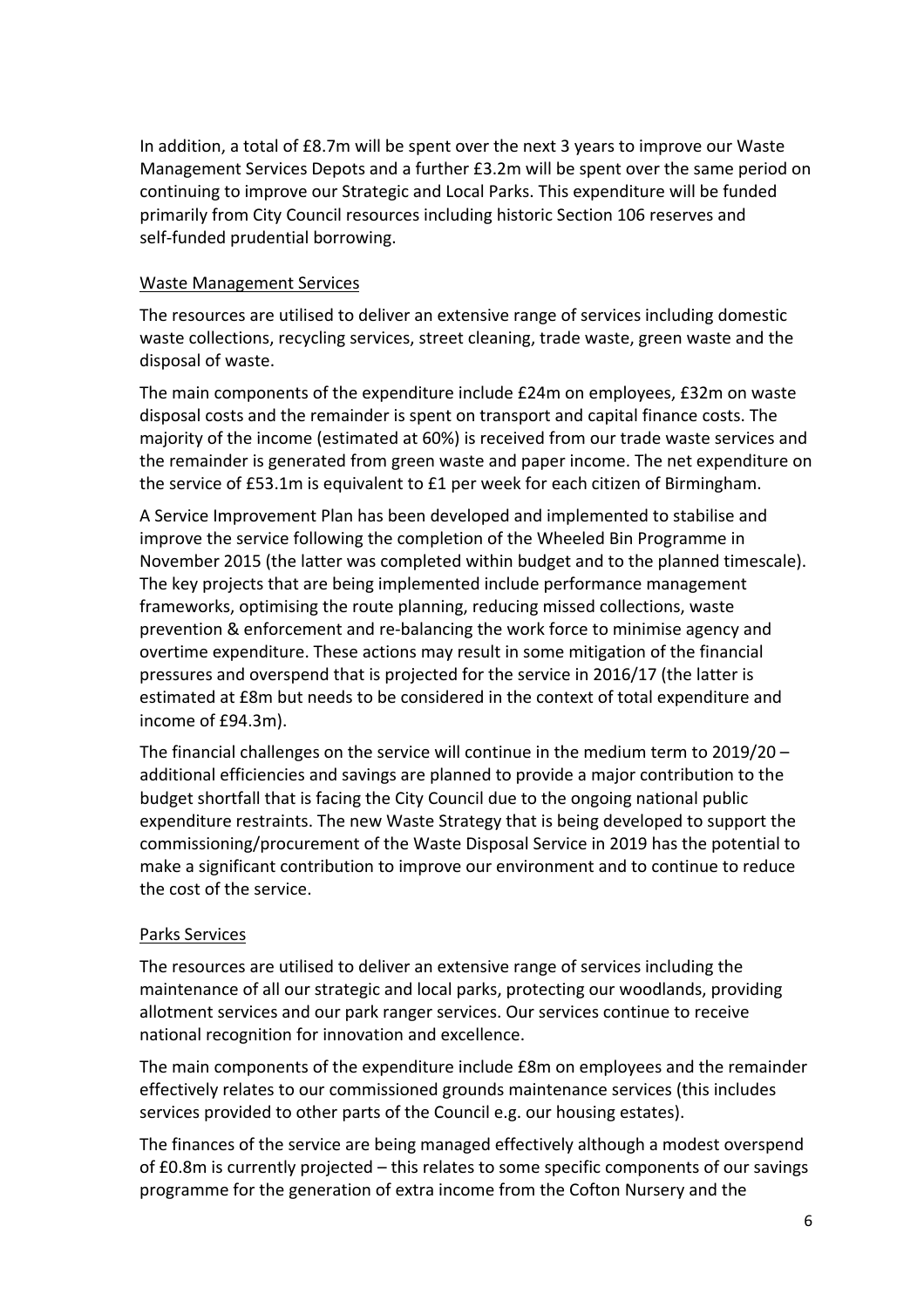In addition, a total of £8.7m will be spent over the next 3 years to improve our Waste Management Services Depots and a further £3.2m will be spent over the same period on continuing to improve our Strategic and Local Parks. This expenditure will be funded primarily from City Council resources including historic Section 106 reserves and self-funded prudential borrowing.

## Waste Management Services

The resources are utilised to deliver an extensive range of services including domestic waste collections, recycling services, street cleaning, trade waste, green waste and the disposal of waste.

The main components of the expenditure include £24m on employees, £32m on waste disposal costs and the remainder is spent on transport and capital finance costs. The majority of the income (estimated at 60%) is received from our trade waste services and the remainder is generated from green waste and paper income. The net expenditure on the service of £53.1m is equivalent to £1 per week for each citizen of Birmingham.

A Service Improvement Plan has been developed and implemented to stabilise and improve the service following the completion of the Wheeled Bin Programme in November 2015 (the latter was completed within budget and to the planned timescale). The key projects that are being implemented include performance management frameworks, optimising the route planning, reducing missed collections, waste prevention & enforcement and re-balancing the work force to minimise agency and overtime expenditure. These actions may result in some mitigation of the financial pressures and overspend that is projected for the service in 2016/17 (the latter is estimated at £8m but needs to be considered in the context of total expenditure and income of £94.3m).

The financial challenges on the service will continue in the medium term to 2019/20 – additional efficiencies and savings are planned to provide a major contribution to the budget shortfall that is facing the City Council due to the ongoing national public expenditure restraints. The new Waste Strategy that is being developed to support the commissioning/procurement of the Waste Disposal Service in 2019 has the potential to make a significant contribution to improve our environment and to continue to reduce the cost of the service.

## Parks Services

The resources are utilised to deliver an extensive range of services including the maintenance of all our strategic and local parks, protecting our woodlands, providing allotment services and our park ranger services. Our services continue to receive national recognition for innovation and excellence.

The main components of the expenditure include £8m on employees and the remainder effectively relates to our commissioned grounds maintenance services (this includes services provided to other parts of the Council e.g. our housing estates).

The finances of the service are being managed effectively although a modest overspend of £0.8m is currently projected – this relates to some specific components of our savings programme for the generation of extra income from the Cofton Nursery and the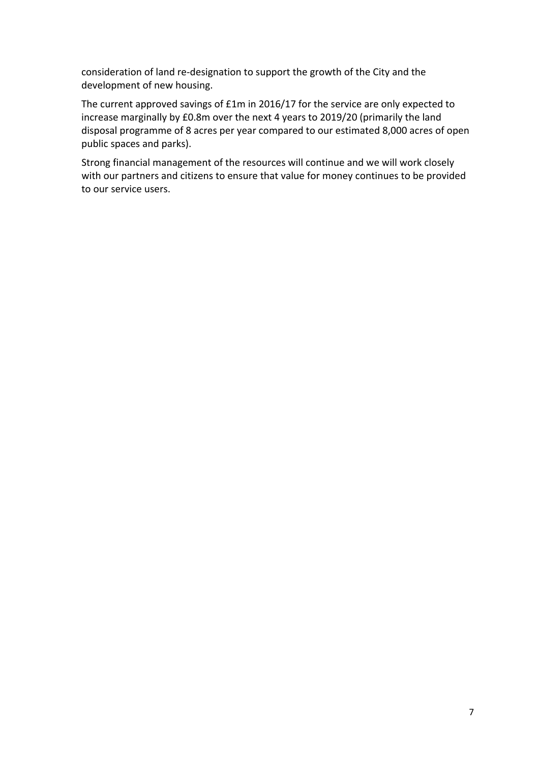consideration of land re-designation to support the growth of the City and the development of new housing.

The current approved savings of £1m in 2016/17 for the service are only expected to increase marginally by £0.8m over the next 4 years to 2019/20 (primarily the land disposal programme of 8 acres per year compared to our estimated 8,000 acres of open public spaces and parks).

Strong financial management of the resources will continue and we will work closely with our partners and citizens to ensure that value for money continues to be provided to our service users.